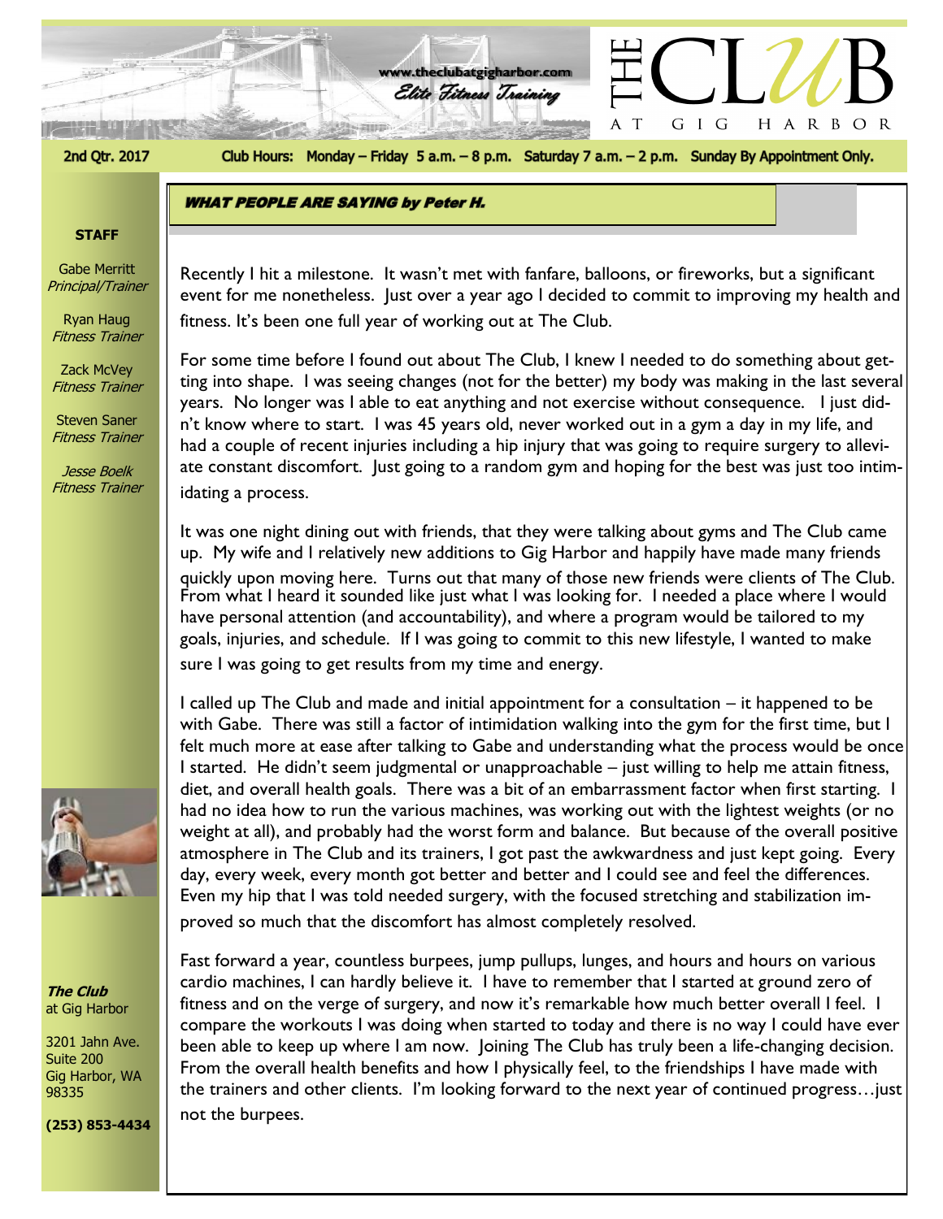www.theclubatgigharbor.com

*Elite Fitness Training*

# THE CLUB AT GIG HARBOR

**2nd Qtr. 2017**

**Club Hours: Monday – Friday 5 a.m. – 8 p.m. Saturday 7 a.m. – 2 p.m. Sunday By Appointment Only.**

**STAFF**

Gabe Merritt
*Principal/Trainer*

Ryan Haug
*Fitness Trainer*

Zack McVey
*Fitness Trainer*

Steven Saner
*Fitness Trainer*

*Jesse Boelk*
*Fitness Trainer*

***The Club***
at Gig Harbor

3201 Jahn Ave.
Suite 200
Gig Harbor, WA
98335

**(253) 853-4434**

## *WHAT PEOPLE ARE SAYING by Peter H.*

Recently I hit a milestone. It wasn't met with fanfare, balloons, or fireworks, but a significant event for me nonetheless. Just over a year ago I decided to commit to improving my health and fitness. It's been one full year of working out at The Club.

For some time before I found out about The Club, I knew I needed to do something about getting into shape. I was seeing changes (not for the better) my body was making in the last several years. No longer was I able to eat anything and not exercise without consequence. I just didn't know where to start. I was 45 years old, never worked out in a gym a day in my life, and had a couple of recent injuries including a hip injury that was going to require surgery to alleviate constant discomfort. Just going to a random gym and hoping for the best was just too intimidating a process.

It was one night dining out with friends, that they were talking about gyms and The Club came up. My wife and I relatively new additions to Gig Harbor and happily have made many friends quickly upon moving here. Turns out that many of those new friends were clients of The Club. From what I heard it sounded like just what I was looking for. I needed a place where I would have personal attention (and accountability), and where a program would be tailored to my goals, injuries, and schedule. If I was going to commit to this new lifestyle, I wanted to make sure I was going to get results from my time and energy.

I called up The Club and made and initial appointment for a consultation – it happened to be with Gabe. There was still a factor of intimidation walking into the gym for the first time, but I felt much more at ease after talking to Gabe and understanding what the process would be once I started. He didn't seem judgmental or unapproachable – just willing to help me attain fitness, diet, and overall health goals. There was a bit of an embarrassment factor when first starting. I had no idea how to run the various machines, was working out with the lightest weights (or no weight at all), and probably had the worst form and balance. But because of the overall positive atmosphere in The Club and its trainers, I got past the awkwardness and just kept going. Every day, every week, every month got better and better and I could see and feel the differences. Even my hip that I was told needed surgery, with the focused stretching and stabilization improved so much that the discomfort has almost completely resolved.

Fast forward a year, countless burpees, jump pullups, lunges, and hours and hours on various cardio machines, I can hardly believe it. I have to remember that I started at ground zero of fitness and on the verge of surgery, and now it's remarkable how much better overall I feel. I compare the workouts I was doing when started to today and there is no way I could have ever been able to keep up where I am now. Joining The Club has truly been a life-changing decision. From the overall health benefits and how I physically feel, to the friendships I have made with the trainers and other clients. I'm looking forward to the next year of continued progress…just not the burpees.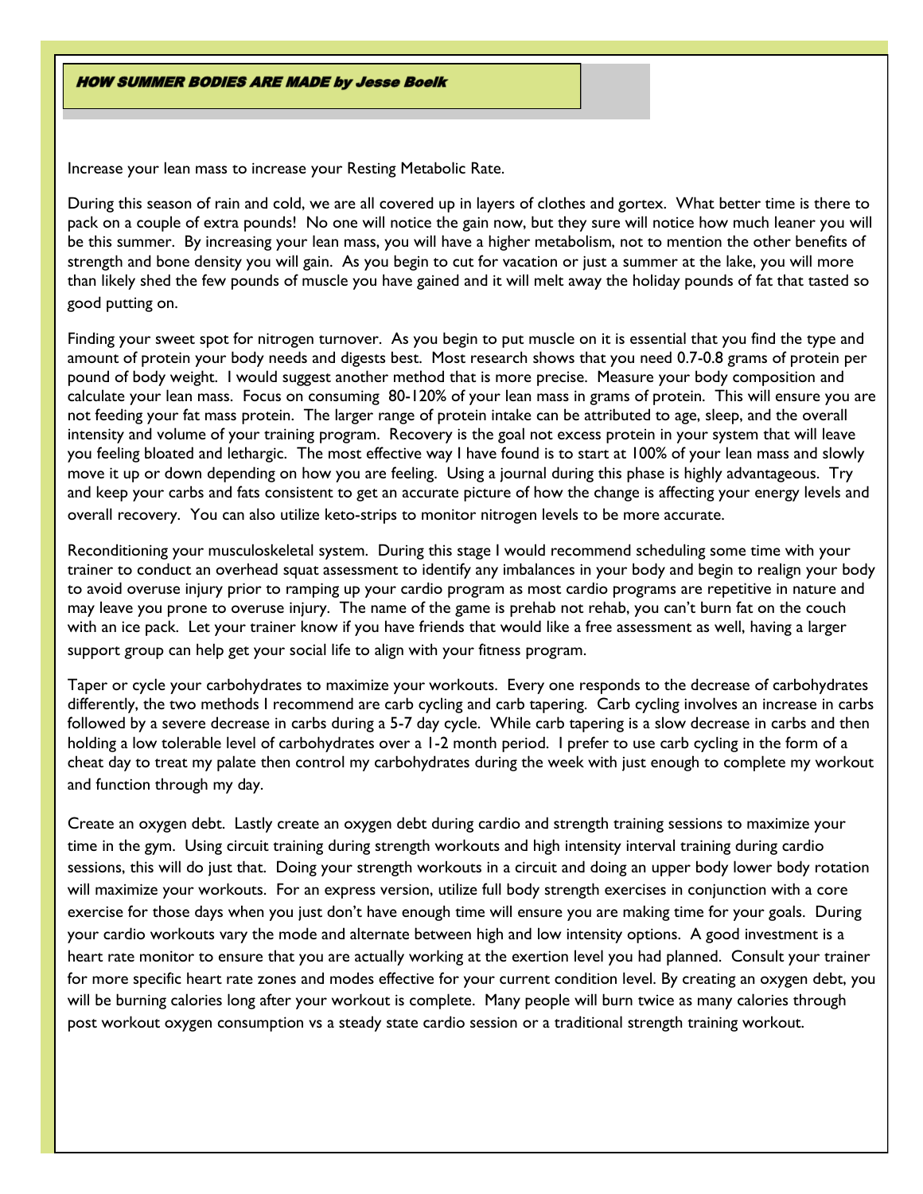## ***HOW SUMMER BODIES ARE MADE by Jesse Boelk***

Increase your lean mass to increase your Resting Metabolic Rate.

During this season of rain and cold, we are all covered up in layers of clothes and gortex. What better time is there to pack on a couple of extra pounds! No one will notice the gain now, but they sure will notice how much leaner you will be this summer. By increasing your lean mass, you will have a higher metabolism, not to mention the other benefits of strength and bone density you will gain. As you begin to cut for vacation or just a summer at the lake, you will more than likely shed the few pounds of muscle you have gained and it will melt away the holiday pounds of fat that tasted so good putting on.

Finding your sweet spot for nitrogen turnover. As you begin to put muscle on it is essential that you find the type and amount of protein your body needs and digests best. Most research shows that you need 0.7-0.8 grams of protein per pound of body weight. I would suggest another method that is more precise. Measure your body composition and calculate your lean mass. Focus on consuming 80-120% of your lean mass in grams of protein. This will ensure you are not feeding your fat mass protein. The larger range of protein intake can be attributed to age, sleep, and the overall intensity and volume of your training program. Recovery is the goal not excess protein in your system that will leave you feeling bloated and lethargic. The most effective way I have found is to start at 100% of your lean mass and slowly move it up or down depending on how you are feeling. Using a journal during this phase is highly advantageous. Try and keep your carbs and fats consistent to get an accurate picture of how the change is affecting your energy levels and overall recovery. You can also utilize keto-strips to monitor nitrogen levels to be more accurate.

Reconditioning your musculoskeletal system. During this stage I would recommend scheduling some time with your trainer to conduct an overhead squat assessment to identify any imbalances in your body and begin to realign your body to avoid overuse injury prior to ramping up your cardio program as most cardio programs are repetitive in nature and may leave you prone to overuse injury. The name of the game is prehab not rehab, you can't burn fat on the couch with an ice pack. Let your trainer know if you have friends that would like a free assessment as well, having a larger support group can help get your social life to align with your fitness program.

Taper or cycle your carbohydrates to maximize your workouts. Every one responds to the decrease of carbohydrates differently, the two methods I recommend are carb cycling and carb tapering. Carb cycling involves an increase in carbs followed by a severe decrease in carbs during a 5-7 day cycle. While carb tapering is a slow decrease in carbs and then holding a low tolerable level of carbohydrates over a 1-2 month period. I prefer to use carb cycling in the form of a cheat day to treat my palate then control my carbohydrates during the week with just enough to complete my workout and function through my day.

Create an oxygen debt. Lastly create an oxygen debt during cardio and strength training sessions to maximize your time in the gym. Using circuit training during strength workouts and high intensity interval training during cardio sessions, this will do just that. Doing your strength workouts in a circuit and doing an upper body lower body rotation will maximize your workouts. For an express version, utilize full body strength exercises in conjunction with a core exercise for those days when you just don't have enough time will ensure you are making time for your goals. During your cardio workouts vary the mode and alternate between high and low intensity options. A good investment is a heart rate monitor to ensure that you are actually working at the exertion level you had planned. Consult your trainer for more specific heart rate zones and modes effective for your current condition level. By creating an oxygen debt, you will be burning calories long after your workout is complete. Many people will burn twice as many calories through post workout oxygen consumption vs a steady state cardio session or a traditional strength training workout.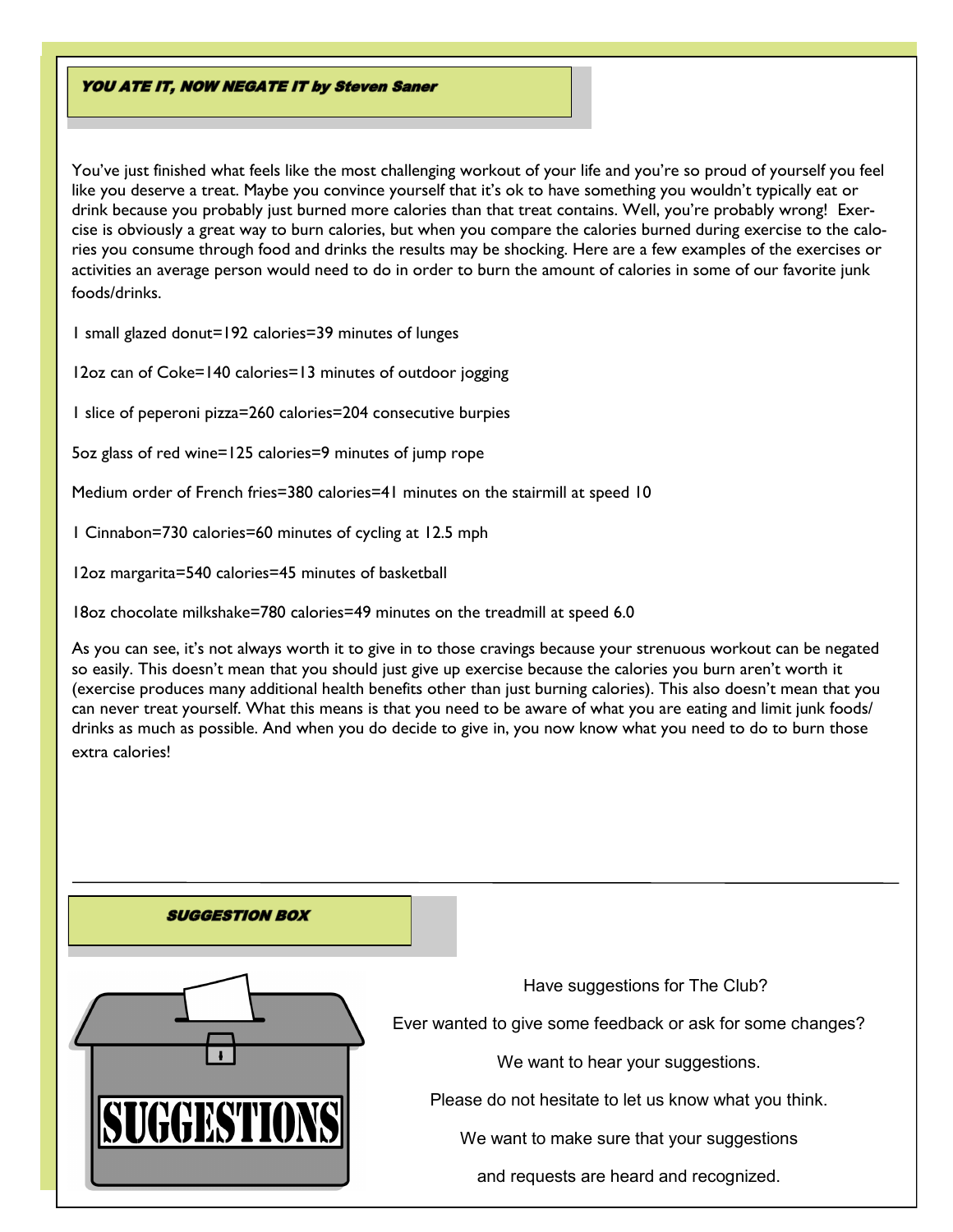## *YOU ATE IT, NOW NEGATE IT by Steven Saner*

You've just finished what feels like the most challenging workout of your life and you're so proud of yourself you feel like you deserve a treat. Maybe you convince yourself that it's ok to have something you wouldn't typically eat or drink because you probably just burned more calories than that treat contains. Well, you're probably wrong! Exercise is obviously a great way to burn calories, but when you compare the calories burned during exercise to the calories you consume through food and drinks the results may be shocking. Here are a few examples of the exercises or activities an average person would need to do in order to burn the amount of calories in some of our favorite junk foods/drinks.

1 small glazed donut=192 calories=39 minutes of lunges

12oz can of Coke=140 calories=13 minutes of outdoor jogging

1 slice of peperoni pizza=260 calories=204 consecutive burpies

5oz glass of red wine=125 calories=9 minutes of jump rope

Medium order of French fries=380 calories=41 minutes on the stairmill at speed 10

1 Cinnabon=730 calories=60 minutes of cycling at 12.5 mph

12oz margarita=540 calories=45 minutes of basketball

18oz chocolate milkshake=780 calories=49 minutes on the treadmill at speed 6.0

As you can see, it's not always worth it to give in to those cravings because your strenuous workout can be negated so easily. This doesn't mean that you should just give up exercise because the calories you burn aren't worth it (exercise produces many additional health benefits other than just burning calories). This also doesn't mean that you can never treat yourself. What this means is that you need to be aware of what you are eating and limit junk foods/drinks as much as possible. And when you do decide to give in, you now know what you need to do to burn those extra calories!

---

## *SUGGESTION BOX*

SUGGESTIONS

Have suggestions for The Club?

Ever wanted to give some feedback or ask for some changes?

We want to hear your suggestions.

Please do not hesitate to let us know what you think.

We want to make sure that your suggestions

and requests are heard and recognized.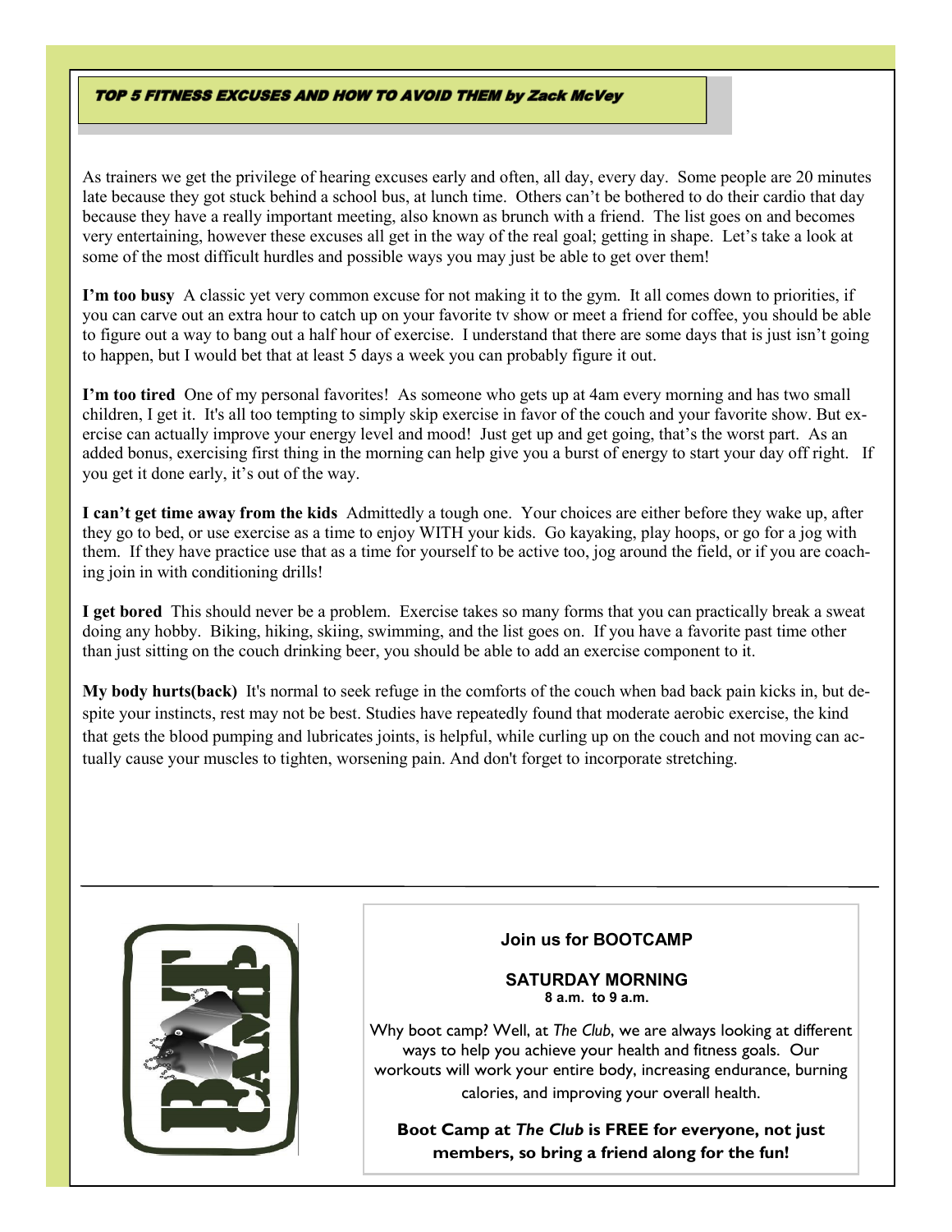## TOP 5 FITNESS EXCUSES AND HOW TO AVOID THEM by Zack McVey

As trainers we get the privilege of hearing excuses early and often, all day, every day. Some people are 20 minutes late because they got stuck behind a school bus, at lunch time. Others can't be bothered to do their cardio that day because they have a really important meeting, also known as brunch with a friend. The list goes on and becomes very entertaining, however these excuses all get in the way of the real goal; getting in shape. Let's take a look at some of the most difficult hurdles and possible ways you may just be able to get over them!

**I'm too busy** A classic yet very common excuse for not making it to the gym. It all comes down to priorities, if you can carve out an extra hour to catch up on your favorite tv show or meet a friend for coffee, you should be able to figure out a way to bang out a half hour of exercise. I understand that there are some days that is just isn't going to happen, but I would bet that at least 5 days a week you can probably figure it out.

**I'm too tired** One of my personal favorites! As someone who gets up at 4am every morning and has two small children, I get it. It's all too tempting to simply skip exercise in favor of the couch and your favorite show. But exercise can actually improve your energy level and mood! Just get up and get going, that's the worst part. As an added bonus, exercising first thing in the morning can help give you a burst of energy to start your day off right. If you get it done early, it's out of the way.

**I can't get time away from the kids** Admittedly a tough one. Your choices are either before they wake up, after they go to bed, or use exercise as a time to enjoy WITH your kids. Go kayaking, play hoops, or go for a jog with them. If they have practice use that as a time for yourself to be active too, jog around the field, or if you are coaching join in with conditioning drills!

**I get bored** This should never be a problem. Exercise takes so many forms that you can practically break a sweat doing any hobby. Biking, hiking, skiing, swimming, and the list goes on. If you have a favorite past time other than just sitting on the couch drinking beer, you should be able to add an exercise component to it.

**My body hurts(back)** It's normal to seek refuge in the comforts of the couch when bad back pain kicks in, but despite your instincts, rest may not be best. Studies have repeatedly found that moderate aerobic exercise, the kind that gets the blood pumping and lubricates joints, is helpful, while curling up on the couch and not moving can actually cause your muscles to tighten, worsening pain. And don't forget to incorporate stretching.

---

**Join us for BOOTCAMP**

**SATURDAY MORNING**
**8 a.m. to 9 a.m.**

Why boot camp? Well, at *The Club*, we are always looking at different ways to help you achieve your health and fitness goals. Our workouts will work your entire body, increasing endurance, burning calories, and improving your overall health.

**Boot Camp at *The Club* is FREE for everyone, not just members, so bring a friend along for the fun!**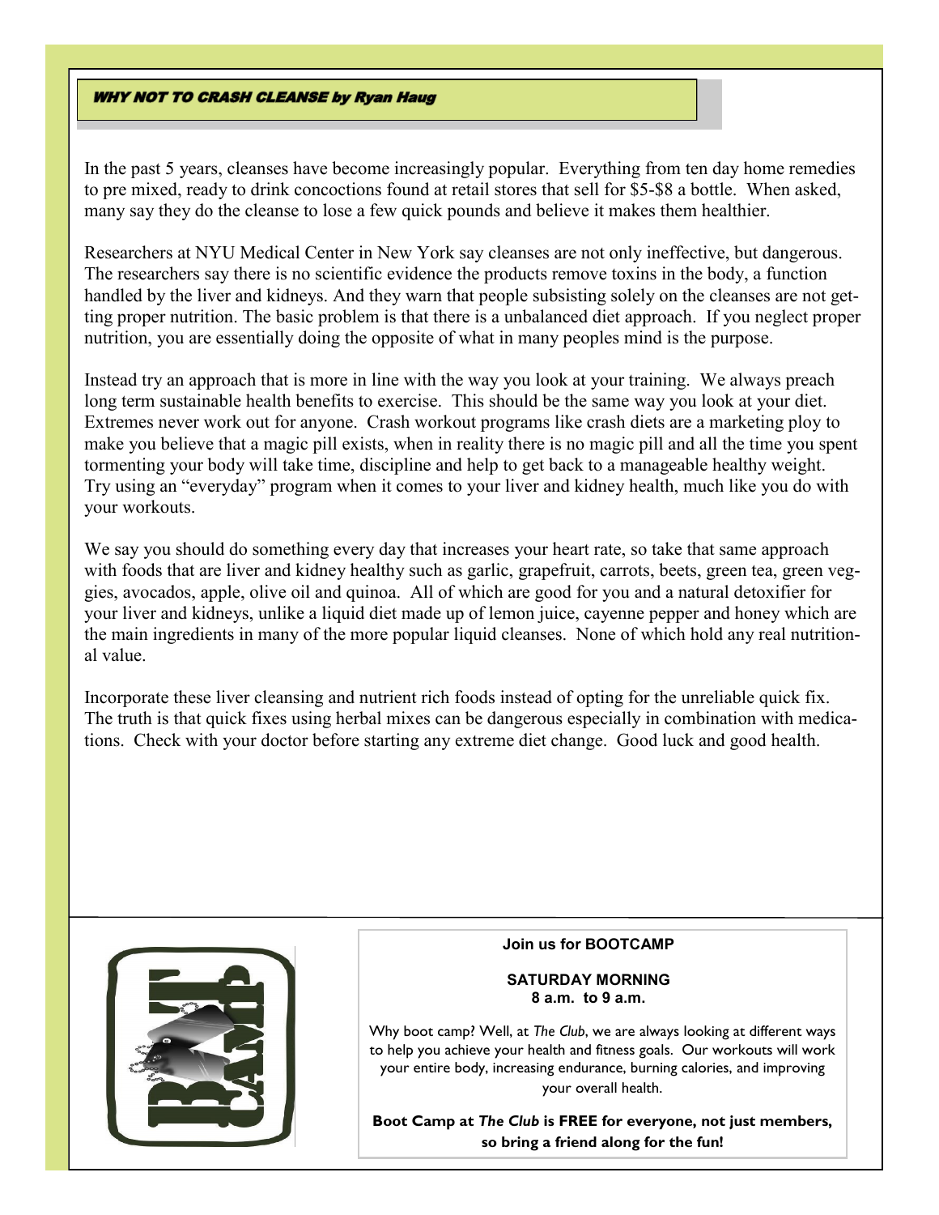## *WHY NOT TO CRASH CLEANSE by Ryan Haug*

In the past 5 years, cleanses have become increasingly popular. Everything from ten day home remedies to pre mixed, ready to drink concoctions found at retail stores that sell for $5-$8 a bottle. When asked, many say they do the cleanse to lose a few quick pounds and believe it makes them healthier.

Researchers at NYU Medical Center in New York say cleanses are not only ineffective, but dangerous. The researchers say there is no scientific evidence the products remove toxins in the body, a function handled by the liver and kidneys. And they warn that people subsisting solely on the cleanses are not getting proper nutrition. The basic problem is that there is a unbalanced diet approach. If you neglect proper nutrition, you are essentially doing the opposite of what in many peoples mind is the purpose.

Instead try an approach that is more in line with the way you look at your training. We always preach long term sustainable health benefits to exercise. This should be the same way you look at your diet. Extremes never work out for anyone. Crash workout programs like crash diets are a marketing ploy to make you believe that a magic pill exists, when in reality there is no magic pill and all the time you spent tormenting your body will take time, discipline and help to get back to a manageable healthy weight. Try using an "everyday" program when it comes to your liver and kidney health, much like you do with your workouts.

We say you should do something every day that increases your heart rate, so take that same approach with foods that are liver and kidney healthy such as garlic, grapefruit, carrots, beets, green tea, green veggies, avocados, apple, olive oil and quinoa. All of which are good for you and a natural detoxifier for your liver and kidneys, unlike a liquid diet made up of lemon juice, cayenne pepper and honey which are the main ingredients in many of the more popular liquid cleanses. None of which hold any real nutritional value.

Incorporate these liver cleansing and nutrient rich foods instead of opting for the unreliable quick fix. The truth is that quick fixes using herbal mixes can be dangerous especially in combination with medications. Check with your doctor before starting any extreme diet change. Good luck and good health.

**Join us for BOOTCAMP**

**SATURDAY MORNING**
**8 a.m. to 9 a.m.**

Why boot camp? Well, at *The Club*, we are always looking at different ways to help you achieve your health and fitness goals. Our workouts will work your entire body, increasing endurance, burning calories, and improving your overall health.

**Boot Camp at *The Club* is FREE for everyone, not just members, so bring a friend along for the fun!**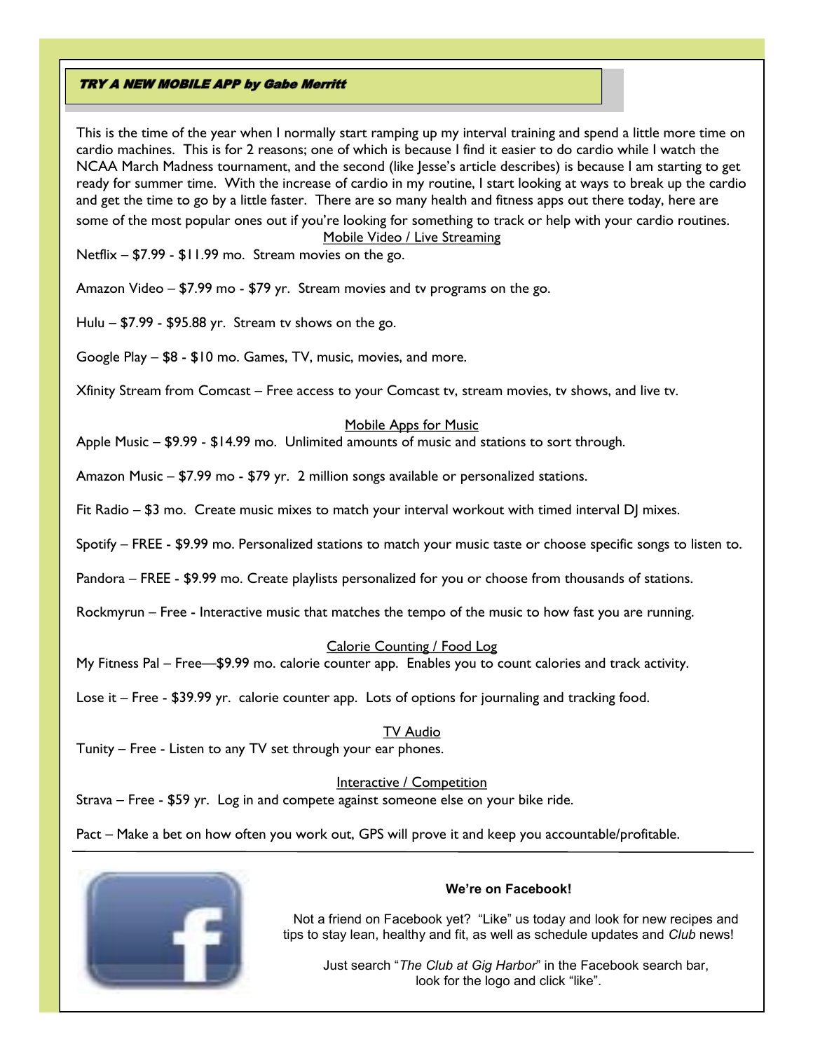## *TRY A NEW MOBILE APP by Gabe Merritt*

This is the time of the year when I normally start ramping up my interval training and spend a little more time on cardio machines. This is for 2 reasons; one of which is because I find it easier to do cardio while I watch the NCAA March Madness tournament, and the second (like Jesse's article describes) is because I am starting to get ready for summer time. With the increase of cardio in my routine, I start looking at ways to break up the cardio and get the time to go by a little faster. There are so many health and fitness apps out there today, here are some of the most popular ones out if you're looking for something to track or help with your cardio routines.

### Mobile Video / Live Streaming

Netflix – $7.99 - $11.99 mo. Stream movies on the go.

Amazon Video – $7.99 mo - $79 yr. Stream movies and tv programs on the go.

Hulu – $7.99 - $95.88 yr. Stream tv shows on the go.

Google Play – $8 - $10 mo. Games, TV, music, movies, and more.

Xfinity Stream from Comcast – Free access to your Comcast tv, stream movies, tv shows, and live tv.

### Mobile Apps for Music

Apple Music – $9.99 - $14.99 mo. Unlimited amounts of music and stations to sort through.

Amazon Music – $7.99 mo - $79 yr. 2 million songs available or personalized stations.

Fit Radio – $3 mo. Create music mixes to match your interval workout with timed interval DJ mixes.

Spotify – FREE - $9.99 mo. Personalized stations to match your music taste or choose specific songs to listen to.

Pandora – FREE - $9.99 mo. Create playlists personalized for you or choose from thousands of stations.

Rockmyrun – Free - Interactive music that matches the tempo of the music to how fast you are running.

### Calorie Counting / Food Log

My Fitness Pal – Free—$9.99 mo. calorie counter app. Enables you to count calories and track activity.

Lose it – Free - $39.99 yr. calorie counter app. Lots of options for journaling and tracking food.

### TV Audio

Tunity – Free - Listen to any TV set through your ear phones.

### Interactive / Competition

Strava – Free - $59 yr. Log in and compete against someone else on your bike ride.

Pact – Make a bet on how often you work out, GPS will prove it and keep you accountable/profitable.

---

**We're on Facebook!**

Not a friend on Facebook yet? "Like" us today and look for new recipes and tips to stay lean, healthy and fit, as well as schedule updates and *Club* news!

Just search "*The Club at Gig Harbor*" in the Facebook search bar, look for the logo and click "like".